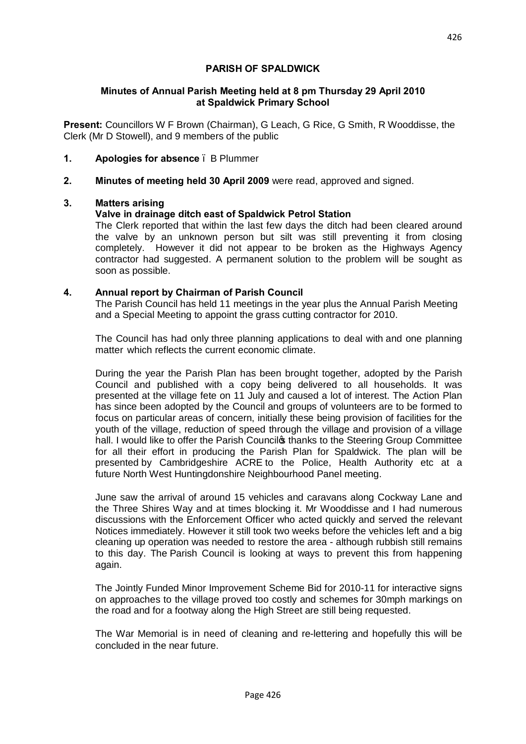**PARISH OF SPALDWICK**

**Minutes of Annual Parish Meeting held at 8 pm Thursday 29 April 2010 at Spaldwick Primary School**

**Present:** Councillors W F Brown (Chairman), G Leach, G Rice, G Smith, R Wooddisse, the Clerk (Mr D Stowell), and 9 members of the public

1. **Apologies for absence** – B Plummer

2. **Minutes of meeting held 30 April 2009** were read, approved and signed.

3. **Matters arising**

   **Valve in drainage ditch east of Spaldwick Petrol Station**

   The Clerk reported that within the last few days the ditch had been cleared around the valve by an unknown person but silt was still preventing it from closing completely. However it did not appear to be broken as the Highways Agency contractor had suggested. A permanent solution to the problem will be sought as soon as possible.

4. **Annual report by Chairman of Parish Council**

   The Parish Council has held 11 meetings in the year plus the Annual Parish Meeting and a Special Meeting to appoint the grass cutting contractor for 2010.

   The Council has had only three planning applications to deal with and one planning matter which reflects the current economic climate.

   During the year the Parish Plan has been brought together, adopted by the Parish Council and published with a copy being delivered to all households. It was presented at the village fete on 11 July and caused a lot of interest. The Action Plan has since been adopted by the Council and groups of volunteers are to be formed to focus on particular areas of concern, initially these being provision of facilities for the youth of the village, reduction of speed through the village and provision of a village hall. I would like to offer the Parish Council's thanks to the Steering Group Committee for all their effort in producing the Parish Plan for Spaldwick. The plan will be presented by Cambridgeshire ACRE to the Police, Health Authority etc at a future North West Huntingdonshire Neighbourhood Panel meeting.

   June saw the arrival of around 15 vehicles and caravans along Cockway Lane and the Three Shires Way and at times blocking it. Mr Wooddisse and I had numerous discussions with the Enforcement Officer who acted quickly and served the relevant Notices immediately. However it still took two weeks before the vehicles left and a big cleaning up operation was needed to restore the area - although rubbish still remains to this day. The Parish Council is looking at ways to prevent this from happening again.

   The Jointly Funded Minor Improvement Scheme Bid for 2010-11 for interactive signs on approaches to the village proved too costly and schemes for 30mph markings on the road and for a footway along the High Street are still being requested.

   The War Memorial is in need of cleaning and re-lettering and hopefully this will be concluded in the near future.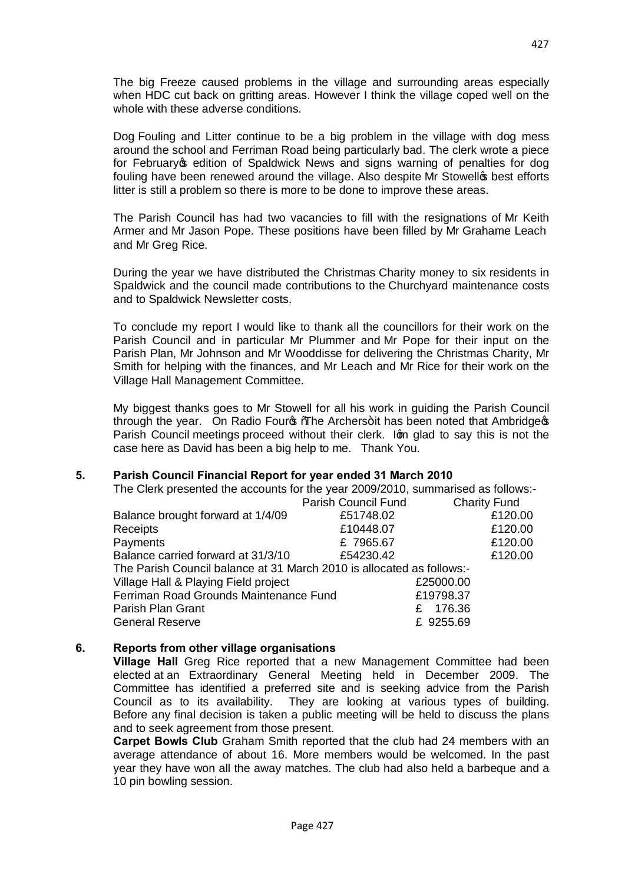The big Freeze caused problems in the village and surrounding areas especially when HDC cut back on gritting areas. However I think the village coped well on the whole with these adverse conditions.

Dog Fouling and Litter continue to be a big problem in the village with dog mess around the school and Ferriman Road being particularly bad. The clerk wrote a piece for February's edition of Spaldwick News and signs warning of penalties for dog fouling have been renewed around the village. Also despite Mr Stowell's best efforts litter is still a problem so there is more to be done to improve these areas.

The Parish Council has had two vacancies to fill with the resignations of Mr Keith Armer and Mr Jason Pope. These positions have been filled by Mr Grahame Leach and Mr Greg Rice.

During the year we have distributed the Christmas Charity money to six residents in Spaldwick and the council made contributions to the Churchyard maintenance costs and to Spaldwick Newsletter costs.

To conclude my report I would like to thank all the councillors for their work on the Parish Council and in particular Mr Plummer and Mr Pope for their input on the Parish Plan, Mr Johnson and Mr Wooddisse for delivering the Christmas Charity, Mr Smith for helping with the finances, and Mr Leach and Mr Rice for their work on the Village Hall Management Committee.

My biggest thanks goes to Mr Stowell for all his work in guiding the Parish Council through the year. On Radio Four's "The Archers" it has been noted that Ambridge's Parish Council meetings proceed without their clerk. I'm glad to say this is not the case here as David has been a big help to me. Thank You.

## 5. Parish Council Financial Report for year ended 31 March 2010

The Clerk presented the accounts for the year 2009/2010, summarised as follows:-

| | Parish Council Fund | Charity Fund |
|---|---|---|
| Balance brought forward at 1/4/09 | £51748.02 | £120.00 |
| Receipts | £10448.07 | £120.00 |
| Payments | £ 7965.67 | £120.00 |
| Balance carried forward at 31/3/10 | £54230.42 | £120.00 |

The Parish Council balance at 31 March 2010 is allocated as follows:-

| | |
|---|---|
| Village Hall & Playing Field project | £25000.00 |
| Ferriman Road Grounds Maintenance Fund | £19798.37 |
| Parish Plan Grant | £ 176.36 |
| General Reserve | £ 9255.69 |

## 6. Reports from other village organisations

**Village Hall** Greg Rice reported that a new Management Committee had been elected at an Extraordinary General Meeting held in December 2009. The Committee has identified a preferred site and is seeking advice from the Parish Council as to its availability. They are looking at various types of building. Before any final decision is taken a public meeting will be held to discuss the plans and to seek agreement from those present.

**Carpet Bowls Club** Graham Smith reported that the club had 24 members with an average attendance of about 16. More members would be welcomed. In the past year they have won all the away matches. The club had also held a barbeque and a 10 pin bowling session.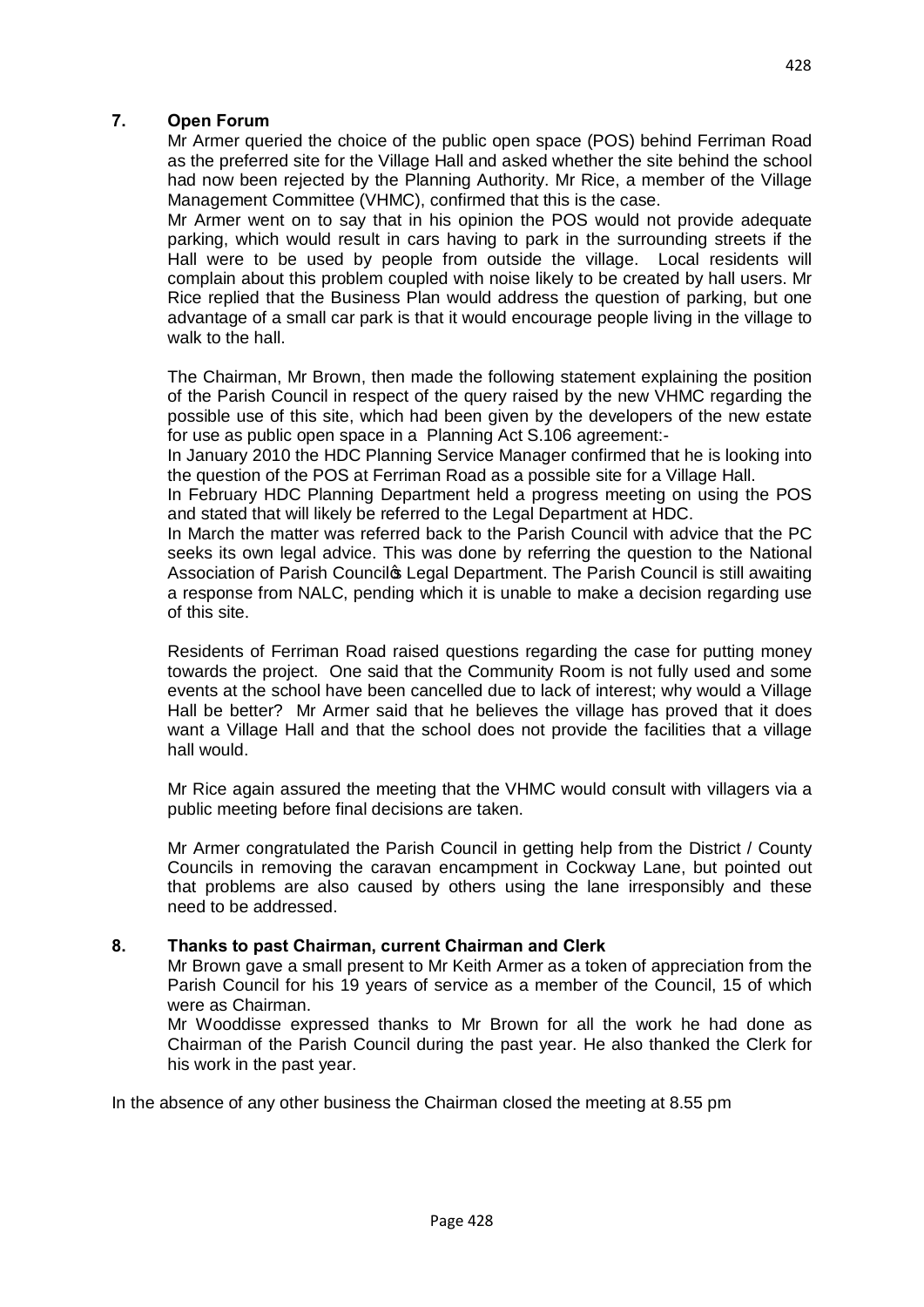## 7. Open Forum

Mr Armer queried the choice of the public open space (POS) behind Ferriman Road as the preferred site for the Village Hall and asked whether the site behind the school had now been rejected by the Planning Authority. Mr Rice, a member of the Village Management Committee (VHMC), confirmed that this is the case.

Mr Armer went on to say that in his opinion the POS would not provide adequate parking, which would result in cars having to park in the surrounding streets if the Hall were to be used by people from outside the village. Local residents will complain about this problem coupled with noise likely to be created by hall users. Mr Rice replied that the Business Plan would address the question of parking, but one advantage of a small car park is that it would encourage people living in the village to walk to the hall.

The Chairman, Mr Brown, then made the following statement explaining the position of the Parish Council in respect of the query raised by the new VHMC regarding the possible use of this site, which had been given by the developers of the new estate for use as public open space in a Planning Act S.106 agreement:-

In January 2010 the HDC Planning Service Manager confirmed that he is looking into the question of the POS at Ferriman Road as a possible site for a Village Hall.

In February HDC Planning Department held a progress meeting on using the POS and stated that will likely be referred to the Legal Department at HDC.

In March the matter was referred back to the Parish Council with advice that the PC seeks its own legal advice. This was done by referring the question to the National Association of Parish Council's Legal Department. The Parish Council is still awaiting a response from NALC, pending which it is unable to make a decision regarding use of this site.

Residents of Ferriman Road raised questions regarding the case for putting money towards the project. One said that the Community Room is not fully used and some events at the school have been cancelled due to lack of interest; why would a Village Hall be better? Mr Armer said that he believes the village has proved that it does want a Village Hall and that the school does not provide the facilities that a village hall would.

Mr Rice again assured the meeting that the VHMC would consult with villagers via a public meeting before final decisions are taken.

Mr Armer congratulated the Parish Council in getting help from the District / County Councils in removing the caravan encampment in Cockway Lane, but pointed out that problems are also caused by others using the lane irresponsibly and these need to be addressed.

## 8. Thanks to past Chairman, current Chairman and Clerk

Mr Brown gave a small present to Mr Keith Armer as a token of appreciation from the Parish Council for his 19 years of service as a member of the Council, 15 of which were as Chairman.

Mr Wooddisse expressed thanks to Mr Brown for all the work he had done as Chairman of the Parish Council during the past year. He also thanked the Clerk for his work in the past year.

In the absence of any other business the Chairman closed the meeting at 8.55 pm